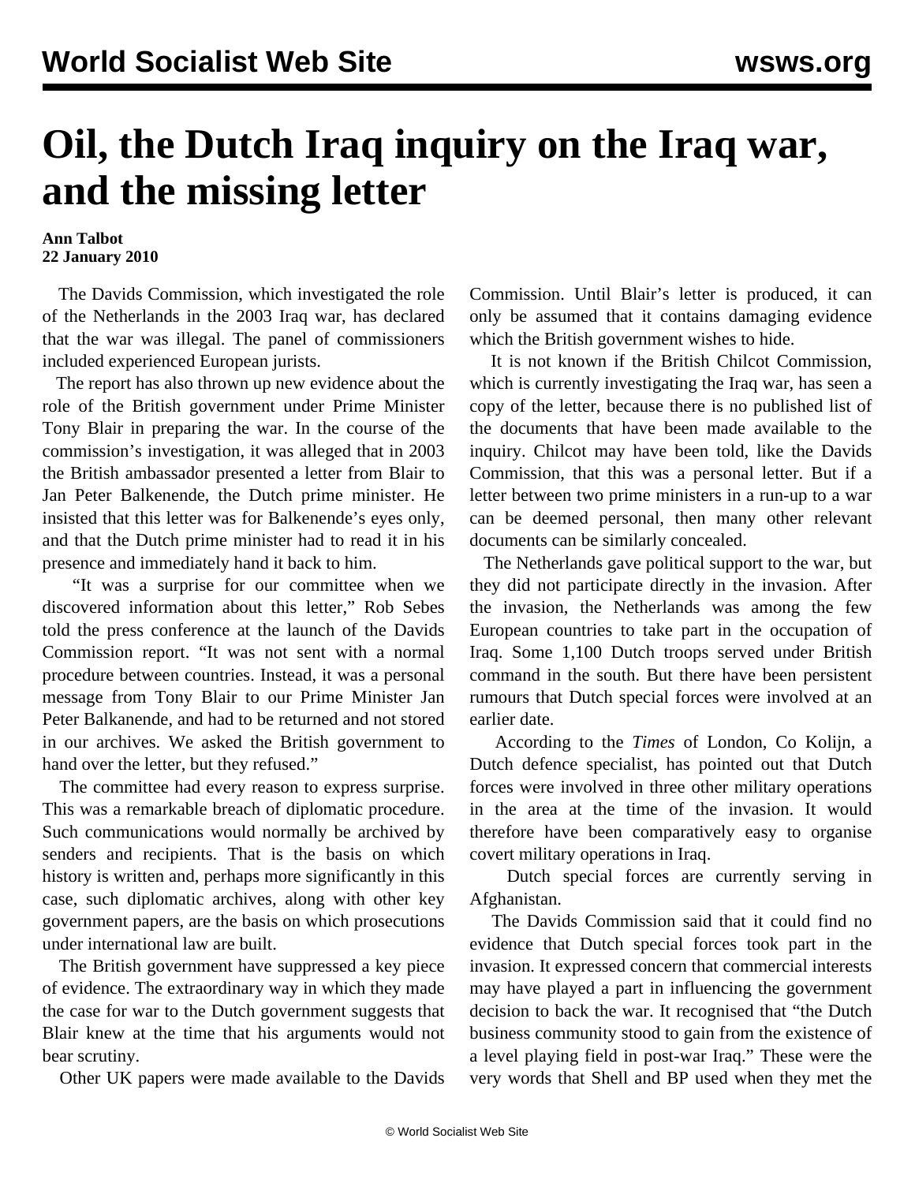# Oil, the Dutch Iraq inquiry on the Iraq war, and the missing letter

**Ann Talbot**
**22 January 2010**

The Davids Commission, which investigated the role of the Netherlands in the 2003 Iraq war, has declared that the war was illegal. The panel of commissioners included experienced European jurists.

The report has also thrown up new evidence about the role of the British government under Prime Minister Tony Blair in preparing the war. In the course of the commission's investigation, it was alleged that in 2003 the British ambassador presented a letter from Blair to Jan Peter Balkenende, the Dutch prime minister. He insisted that this letter was for Balkenende's eyes only, and that the Dutch prime minister had to read it in his presence and immediately hand it back to him.

"It was a surprise for our committee when we discovered information about this letter," Rob Sebes told the press conference at the launch of the Davids Commission report. "It was not sent with a normal procedure between countries. Instead, it was a personal message from Tony Blair to our Prime Minister Jan Peter Balkanende, and had to be returned and not stored in our archives. We asked the British government to hand over the letter, but they refused."

The committee had every reason to express surprise. This was a remarkable breach of diplomatic procedure. Such communications would normally be archived by senders and recipients. That is the basis on which history is written and, perhaps more significantly in this case, such diplomatic archives, along with other key government papers, are the basis on which prosecutions under international law are built.

The British government have suppressed a key piece of evidence. The extraordinary way in which they made the case for war to the Dutch government suggests that Blair knew at the time that his arguments would not bear scrutiny.

Other UK papers were made available to the Davids Commission. Until Blair's letter is produced, it can only be assumed that it contains damaging evidence which the British government wishes to hide.

It is not known if the British Chilcot Commission, which is currently investigating the Iraq war, has seen a copy of the letter, because there is no published list of the documents that have been made available to the inquiry. Chilcot may have been told, like the Davids Commission, that this was a personal letter. But if a letter between two prime ministers in a run-up to a war can be deemed personal, then many other relevant documents can be similarly concealed.

The Netherlands gave political support to the war, but they did not participate directly in the invasion. After the invasion, the Netherlands was among the few European countries to take part in the occupation of Iraq. Some 1,100 Dutch troops served under British command in the south. But there have been persistent rumours that Dutch special forces were involved at an earlier date.

According to the *Times* of London, Co Kolijn, a Dutch defence specialist, has pointed out that Dutch forces were involved in three other military operations in the area at the time of the invasion. It would therefore have been comparatively easy to organise covert military operations in Iraq.

Dutch special forces are currently serving in Afghanistan.

The Davids Commission said that it could find no evidence that Dutch special forces took part in the invasion. It expressed concern that commercial interests may have played a part in influencing the government decision to back the war. It recognised that "the Dutch business community stood to gain from the existence of a level playing field in post-war Iraq." These were the very words that Shell and BP used when they met the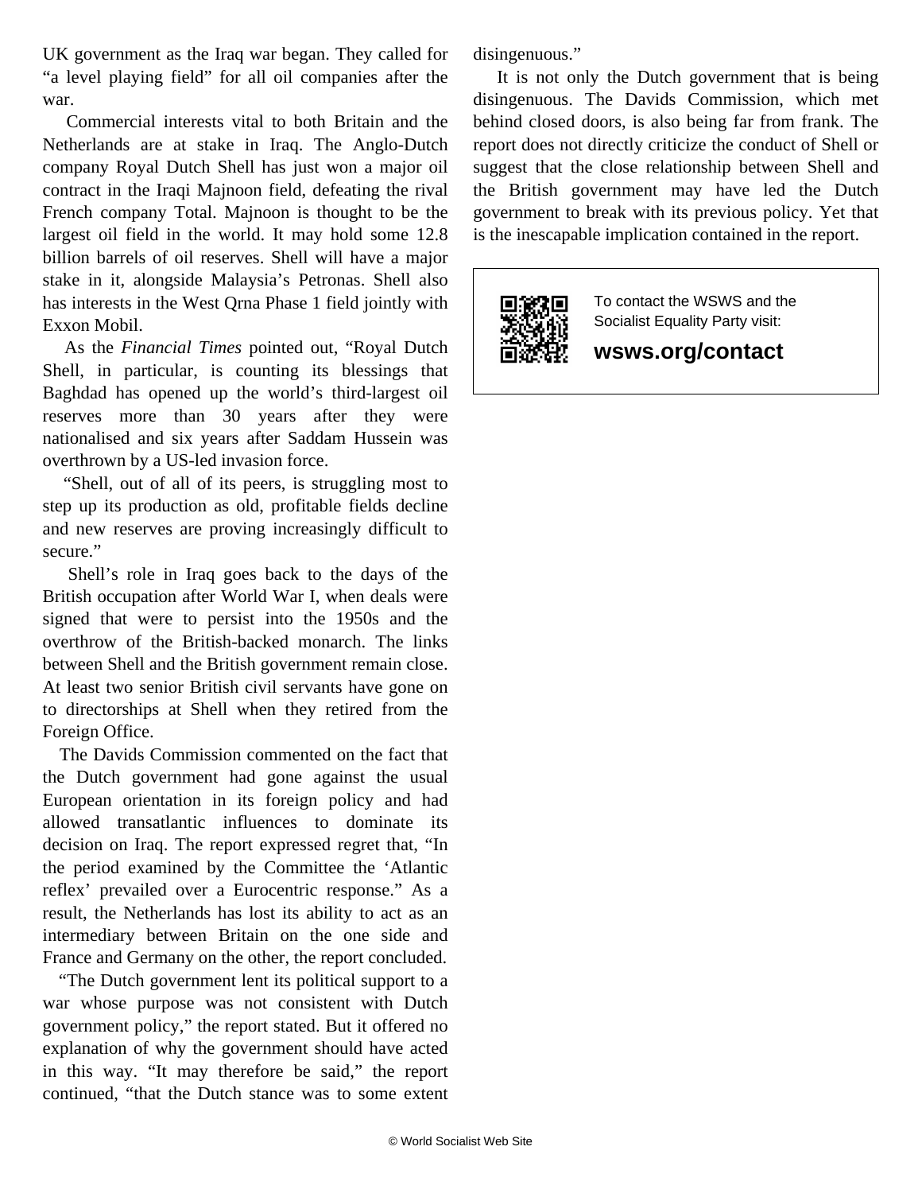UK government as the Iraq war began. They called for "a level playing field" for all oil companies after the war.

Commercial interests vital to both Britain and the Netherlands are at stake in Iraq. The Anglo-Dutch company Royal Dutch Shell has just won a major oil contract in the Iraqi Majnoon field, defeating the rival French company Total. Majnoon is thought to be the largest oil field in the world. It may hold some 12.8 billion barrels of oil reserves. Shell will have a major stake in it, alongside Malaysia's Petronas. Shell also has interests in the West Qrna Phase 1 field jointly with Exxon Mobil.

As the *Financial Times* pointed out, "Royal Dutch Shell, in particular, is counting its blessings that Baghdad has opened up the world's third-largest oil reserves more than 30 years after they were nationalised and six years after Saddam Hussein was overthrown by a US-led invasion force.

"Shell, out of all of its peers, is struggling most to step up its production as old, profitable fields decline and new reserves are proving increasingly difficult to secure."

Shell's role in Iraq goes back to the days of the British occupation after World War I, when deals were signed that were to persist into the 1950s and the overthrow of the British-backed monarch. The links between Shell and the British government remain close. At least two senior British civil servants have gone on to directorships at Shell when they retired from the Foreign Office.

The Davids Commission commented on the fact that the Dutch government had gone against the usual European orientation in its foreign policy and had allowed transatlantic influences to dominate its decision on Iraq. The report expressed regret that, "In the period examined by the Committee the 'Atlantic reflex' prevailed over a Eurocentric response." As a result, the Netherlands has lost its ability to act as an intermediary between Britain on the one side and France and Germany on the other, the report concluded.

"The Dutch government lent its political support to a war whose purpose was not consistent with Dutch government policy," the report stated. But it offered no explanation of why the government should have acted in this way. "It may therefore be said," the report continued, "that the Dutch stance was to some extent disingenuous."

It is not only the Dutch government that is being disingenuous. The Davids Commission, which met behind closed doors, is also being far from frank. The report does not directly criticize the conduct of Shell or suggest that the close relationship between Shell and the British government may have led the Dutch government to break with its previous policy. Yet that is the inescapable implication contained in the report.

To contact the WSWS and the Socialist Equality Party visit:

**wsws.org/contact**